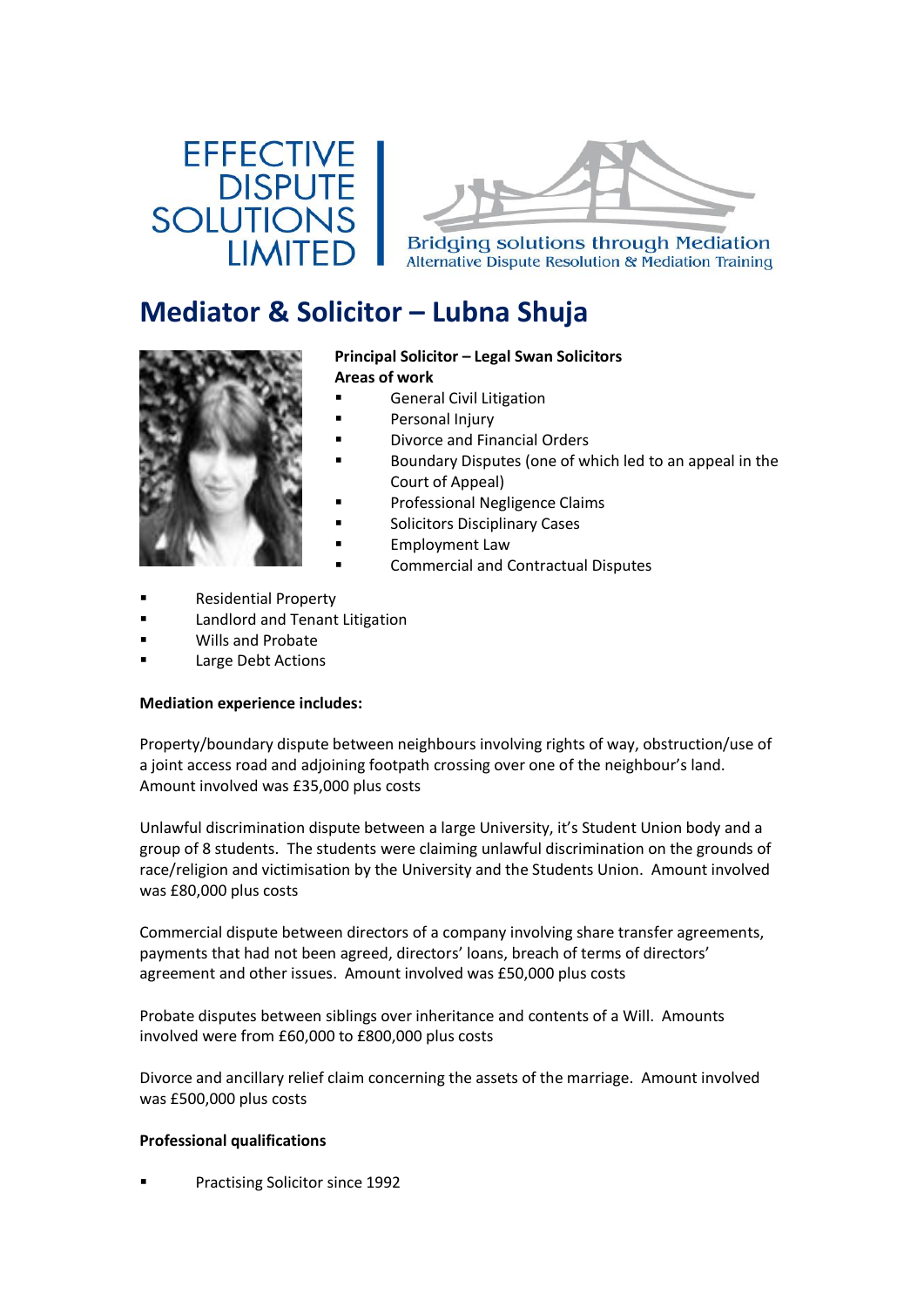EFFECTIVE DISPUTE SOLUTIONS LIMITED

Bridging solutions through Mediation
Alternative Dispute Resolution & Mediation Training

# Mediator & Solicitor – Lubna Shuja

**Principal Solicitor – Legal Swan Solicitors**
**Areas of work**

- General Civil Litigation
- Personal Injury
- Divorce and Financial Orders
- Boundary Disputes (one of which led to an appeal in the Court of Appeal)
- Professional Negligence Claims
- Solicitors Disciplinary Cases
- Employment Law
- Commercial and Contractual Disputes
- Residential Property
- Landlord and Tenant Litigation
- Wills and Probate
- Large Debt Actions

**Mediation experience includes:**

Property/boundary dispute between neighbours involving rights of way, obstruction/use of a joint access road and adjoining footpath crossing over one of the neighbour's land. Amount involved was £35,000 plus costs

Unlawful discrimination dispute between a large University, it's Student Union body and a group of 8 students. The students were claiming unlawful discrimination on the grounds of race/religion and victimisation by the University and the Students Union. Amount involved was £80,000 plus costs

Commercial dispute between directors of a company involving share transfer agreements, payments that had not been agreed, directors' loans, breach of terms of directors' agreement and other issues. Amount involved was £50,000 plus costs

Probate disputes between siblings over inheritance and contents of a Will. Amounts involved were from £60,000 to £800,000 plus costs

Divorce and ancillary relief claim concerning the assets of the marriage. Amount involved was £500,000 plus costs

**Professional qualifications**

- Practising Solicitor since 1992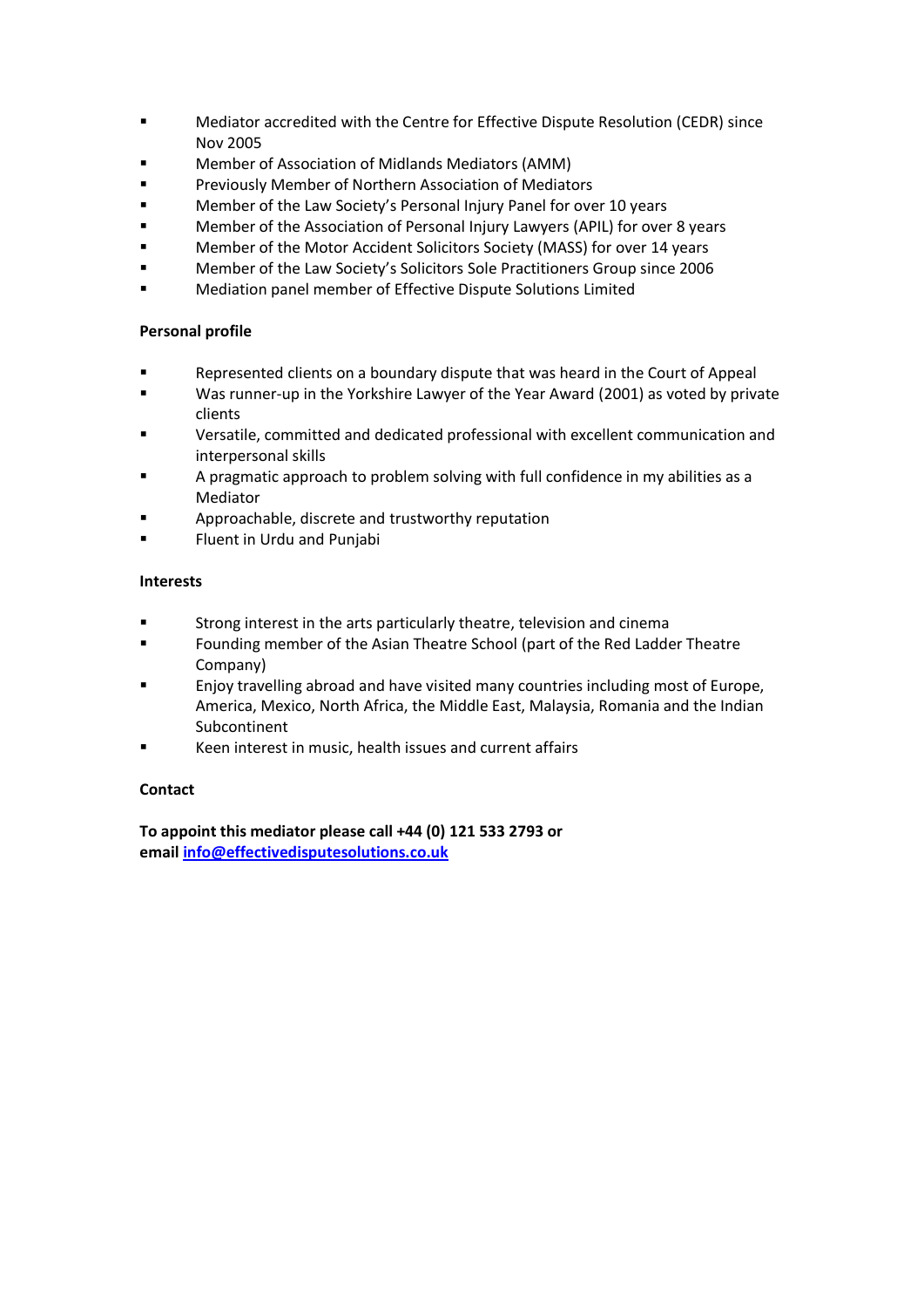- Mediator accredited with the Centre for Effective Dispute Resolution (CEDR) since Nov 2005
- Member of Association of Midlands Mediators (AMM)
- Previously Member of Northern Association of Mediators
- Member of the Law Society's Personal Injury Panel for over 10 years
- Member of the Association of Personal Injury Lawyers (APIL) for over 8 years
- Member of the Motor Accident Solicitors Society (MASS) for over 14 years
- Member of the Law Society's Solicitors Sole Practitioners Group since 2006
- Mediation panel member of Effective Dispute Solutions Limited

**Personal profile**

- Represented clients on a boundary dispute that was heard in the Court of Appeal
- Was runner-up in the Yorkshire Lawyer of the Year Award (2001) as voted by private clients
- Versatile, committed and dedicated professional with excellent communication and interpersonal skills
- A pragmatic approach to problem solving with full confidence in my abilities as a Mediator
- Approachable, discrete and trustworthy reputation
- Fluent in Urdu and Punjabi

**Interests**

- Strong interest in the arts particularly theatre, television and cinema
- Founding member of the Asian Theatre School (part of the Red Ladder Theatre Company)
- Enjoy travelling abroad and have visited many countries including most of Europe, America, Mexico, North Africa, the Middle East, Malaysia, Romania and the Indian Subcontinent
- Keen interest in music, health issues and current affairs

**Contact**

**To appoint this mediator please call +44 (0) 121 533 2793 or email [info@effectivedisputesolutions.co.uk](mailto:info@effectivedisputesolutions.co.uk)**